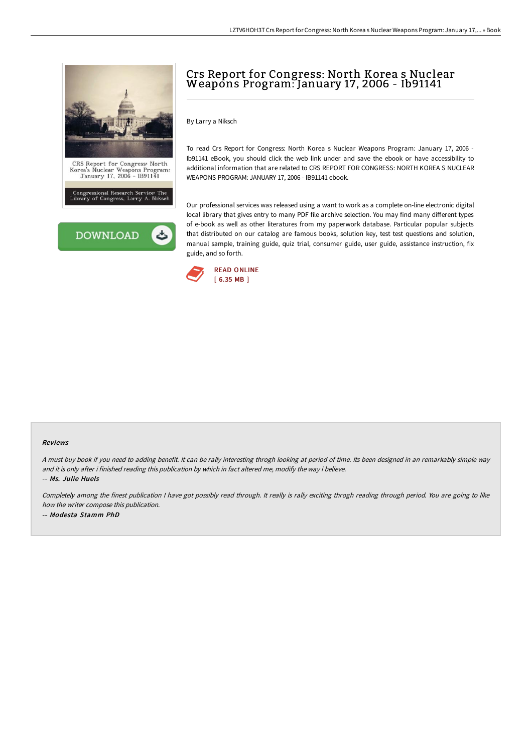# Crs Report for Congress: North Korea s Nuclear Weapons Program: January 17, 2006 - Ib91141

By Larry a Niksch

To read Crs Report for Congress: North Korea s Nuclear Weapons Program: January 17, 2006 - Ib91141 eBook, you should click the web link under and save the ebook or have accessibility to additional information that are related to CRS REPORT FOR CONGRESS: NORTH KOREA S NUCLEAR WEAPONS PROGRAM: JANUARY 17, 2006 - IB91141 ebook.

Our professional services was released using a want to work as a complete on-line electronic digital local library that gives entry to many PDF file archive selection. You may find many different types of e-book as well as other literatures from my paperwork database. Particular popular subjects that distributed on our catalog are famous books, solution key, test test questions and solution, manual sample, training guide, quiz trial, consumer guide, user guide, assistance instruction, fix guide, and so forth.

READ ONLINE
[ 6.35 MB ]

#### Reviews

*A must buy book if you need to adding benefit. It can be rally interesting throgh looking at period of time. Its been designed in an remarkably simple way and it is only after i finished reading this publication by which in fact altered me, modify the way i believe.*

-- ***Ms. Julie Huels***

*Completely among the finest publication I have got possibly read through. It really is rally exciting throgh reading through period. You are going to like how the writer compose this publication.*

-- ***Modesta Stamm PhD***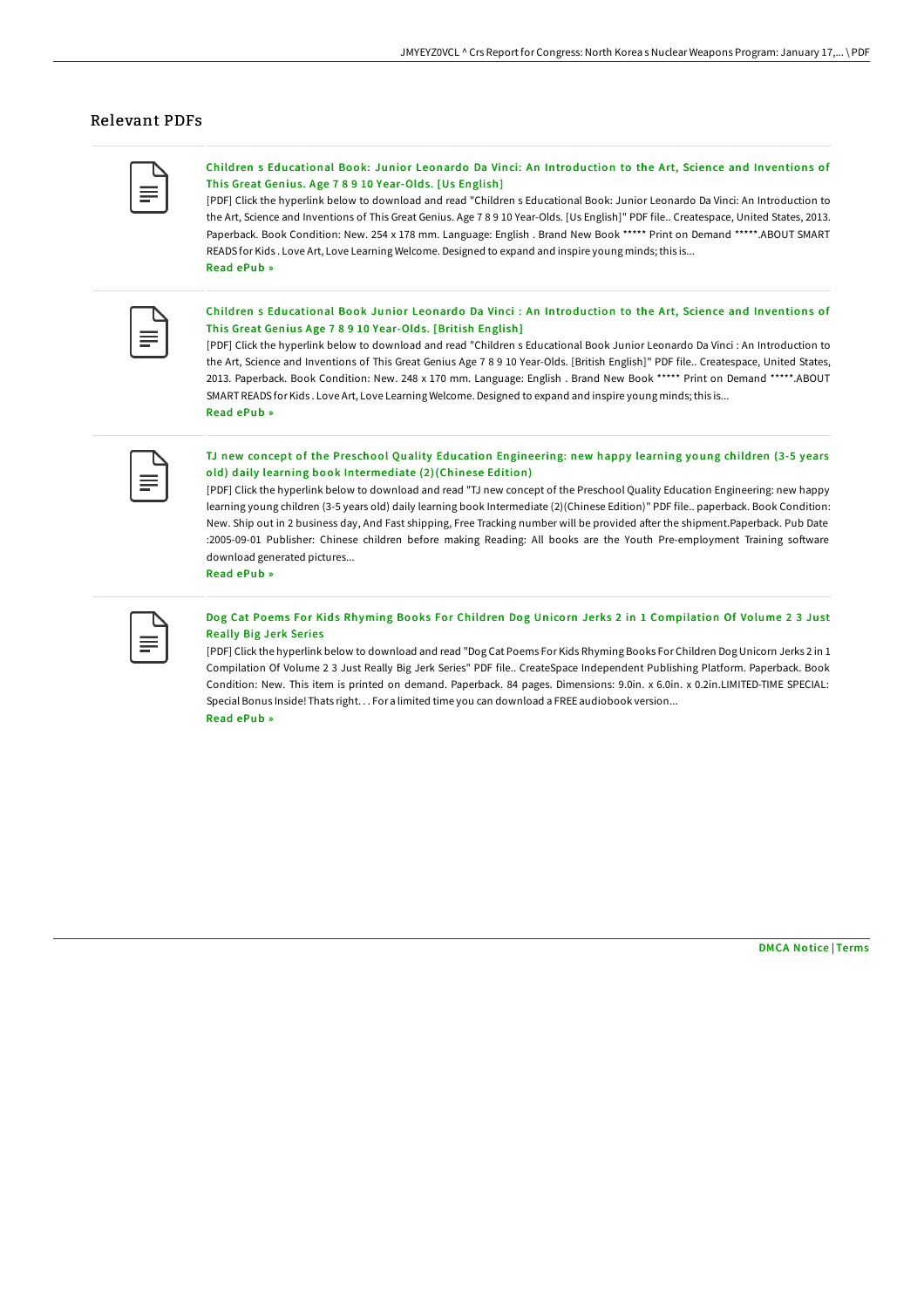## Relevant PDFs

### Children s Educational Book: Junior Leonardo Da Vinci: An Introduction to the Art, Science and Inventions of This Great Genius. Age 7 8 9 10 Year-Olds. [Us English]

[PDF] Click the hyperlink below to download and read "Children s Educational Book: Junior Leonardo Da Vinci: An Introduction to the Art, Science and Inventions of This Great Genius. Age 7 8 9 10 Year-Olds. [Us English]" PDF file.. Createspace, United States, 2013. Paperback. Book Condition: New. 254 x 178 mm. Language: English . Brand New Book ***** Print on Demand *****.ABOUT SMART READS for Kids . Love Art, Love Learning Welcome. Designed to expand and inspire young minds; this is...

Read ePub »

### Children s Educational Book Junior Leonardo Da Vinci : An Introduction to the Art, Science and Inventions of This Great Genius Age 7 8 9 10 Year-Olds. [British English]

[PDF] Click the hyperlink below to download and read "Children s Educational Book Junior Leonardo Da Vinci : An Introduction to the Art, Science and Inventions of This Great Genius Age 7 8 9 10 Year-Olds. [British English]" PDF file.. Createspace, United States, 2013. Paperback. Book Condition: New. 248 x 170 mm. Language: English . Brand New Book ***** Print on Demand *****.ABOUT SMART READS for Kids . Love Art, Love Learning Welcome. Designed to expand and inspire young minds; this is...

Read ePub »

### TJ new concept of the Preschool Quality Education Engineering: new happy learning young children (3-5 years old) daily learning book Intermediate (2)(Chinese Edition)

[PDF] Click the hyperlink below to download and read "TJ new concept of the Preschool Quality Education Engineering: new happy learning young children (3-5 years old) daily learning book Intermediate (2)(Chinese Edition)" PDF file.. paperback. Book Condition: New. Ship out in 2 business day, And Fast shipping, Free Tracking number will be provided after the shipment.Paperback. Pub Date :2005-09-01 Publisher: Chinese children before making Reading: All books are the Youth Pre-employment Training software download generated pictures...

Read ePub »

### Dog Cat Poems For Kids Rhyming Books For Children Dog Unicorn Jerks 2 in 1 Compilation Of Volume 2 3 Just Really Big Jerk Series

[PDF] Click the hyperlink below to download and read "Dog Cat Poems For Kids Rhyming Books For Children Dog Unicorn Jerks 2 in 1 Compilation Of Volume 2 3 Just Really Big Jerk Series" PDF file.. CreateSpace Independent Publishing Platform. Paperback. Book Condition: New. This item is printed on demand. Paperback. 84 pages. Dimensions: 9.0in. x 6.0in. x 0.2in.LIMITED-TIME SPECIAL: Special Bonus Inside! Thats right. . . For a limited time you can download a FREE audiobook version...

Read ePub »

DMCA Notice | Terms